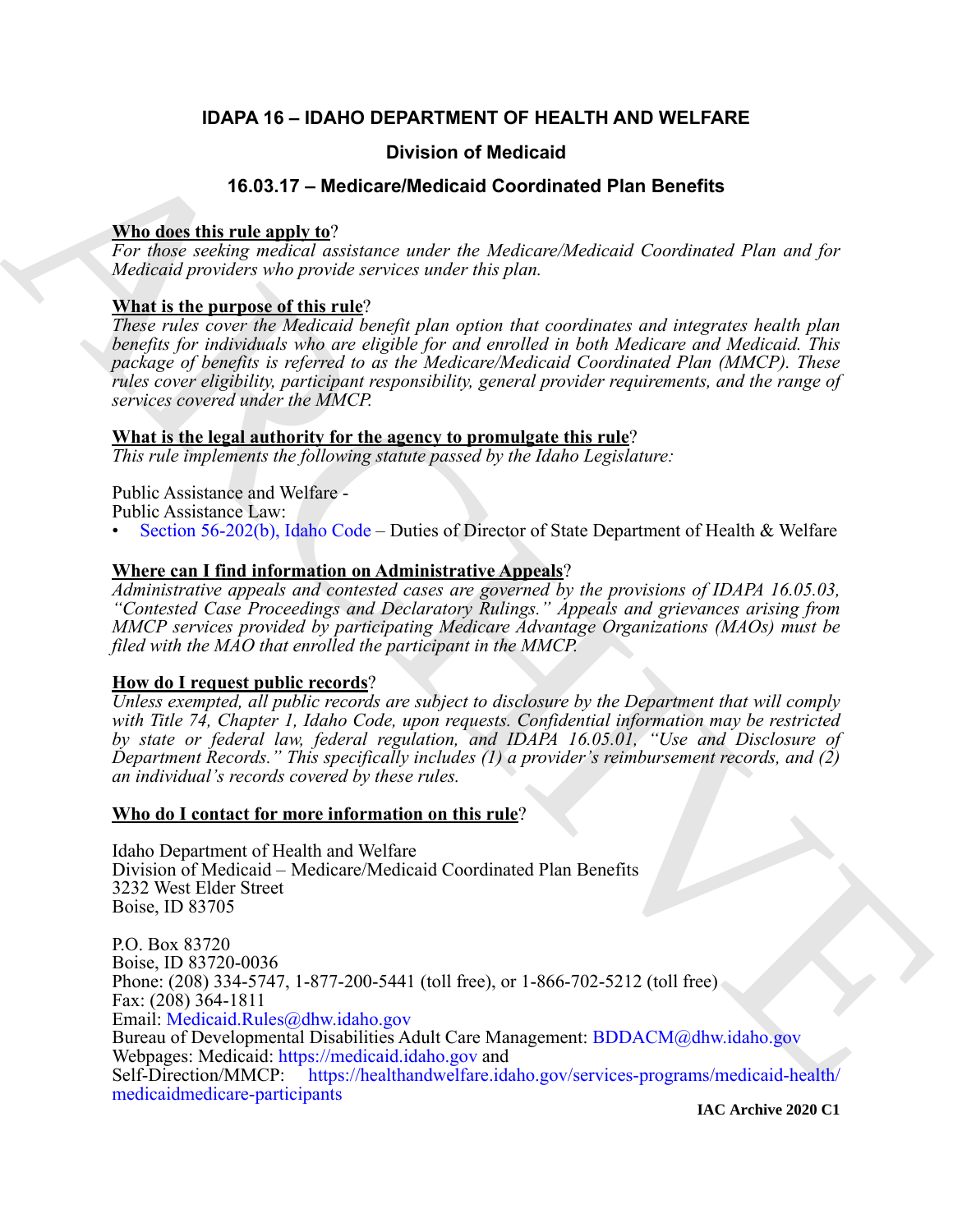# IDAPA 16 – IDAHO DEPARTMENT OF HEALTH AND WELFARE

## Division of Medicaid

## 16.03.17 – Medicare/Medicaid Coordinated Plan Benefits

**Who does this rule apply to**?

*For those seeking medical assistance under the Medicare/Medicaid Coordinated Plan and for Medicaid providers who provide services under this plan.*

**What is the purpose of this rule**?

*These rules cover the Medicaid benefit plan option that coordinates and integrates health plan benefits for individuals who are eligible for and enrolled in both Medicare and Medicaid. This package of benefits is referred to as the Medicare/Medicaid Coordinated Plan (MMCP). These rules cover eligibility, participant responsibility, general provider requirements, and the range of services covered under the MMCP.*

**What is the legal authority for the agency to promulgate this rule**?

*This rule implements the following statute passed by the Idaho Legislature:*

Public Assistance and Welfare -
Public Assistance Law:

- Section 56-202(b), Idaho Code – Duties of Director of State Department of Health & Welfare

**Where can I find information on Administrative Appeals**?

*Administrative appeals and contested cases are governed by the provisions of IDAPA 16.05.03, "Contested Case Proceedings and Declaratory Rulings." Appeals and grievances arising from MMCP services provided by participating Medicare Advantage Organizations (MAOs) must be filed with the MAO that enrolled the participant in the MMCP.*

**How do I request public records**?

*Unless exempted, all public records are subject to disclosure by the Department that will comply with Title 74, Chapter 1, Idaho Code, upon requests. Confidential information may be restricted by state or federal law, federal regulation, and IDAPA 16.05.01, "Use and Disclosure of Department Records." This specifically includes (1) a provider's reimbursement records, and (2) an individual's records covered by these rules.*

**Who do I contact for more information on this rule**?

Idaho Department of Health and Welfare
Division of Medicaid – Medicare/Medicaid Coordinated Plan Benefits
3232 West Elder Street
Boise, ID 83705

P.O. Box 83720
Boise, ID 83720-0036
Phone: (208) 334-5747, 1-877-200-5441 (toll free), or 1-866-702-5212 (toll free)
Fax: (208) 364-1811
Email: Medicaid.Rules@dhw.idaho.gov
Bureau of Developmental Disabilities Adult Care Management: BDDACM@dhw.idaho.gov
Webpages: Medicaid: https://medicaid.idaho.gov and
Self-Direction/MMCP: https://healthandwelfare.idaho.gov/services-programs/medicaid-health/medicaidmedicare-participants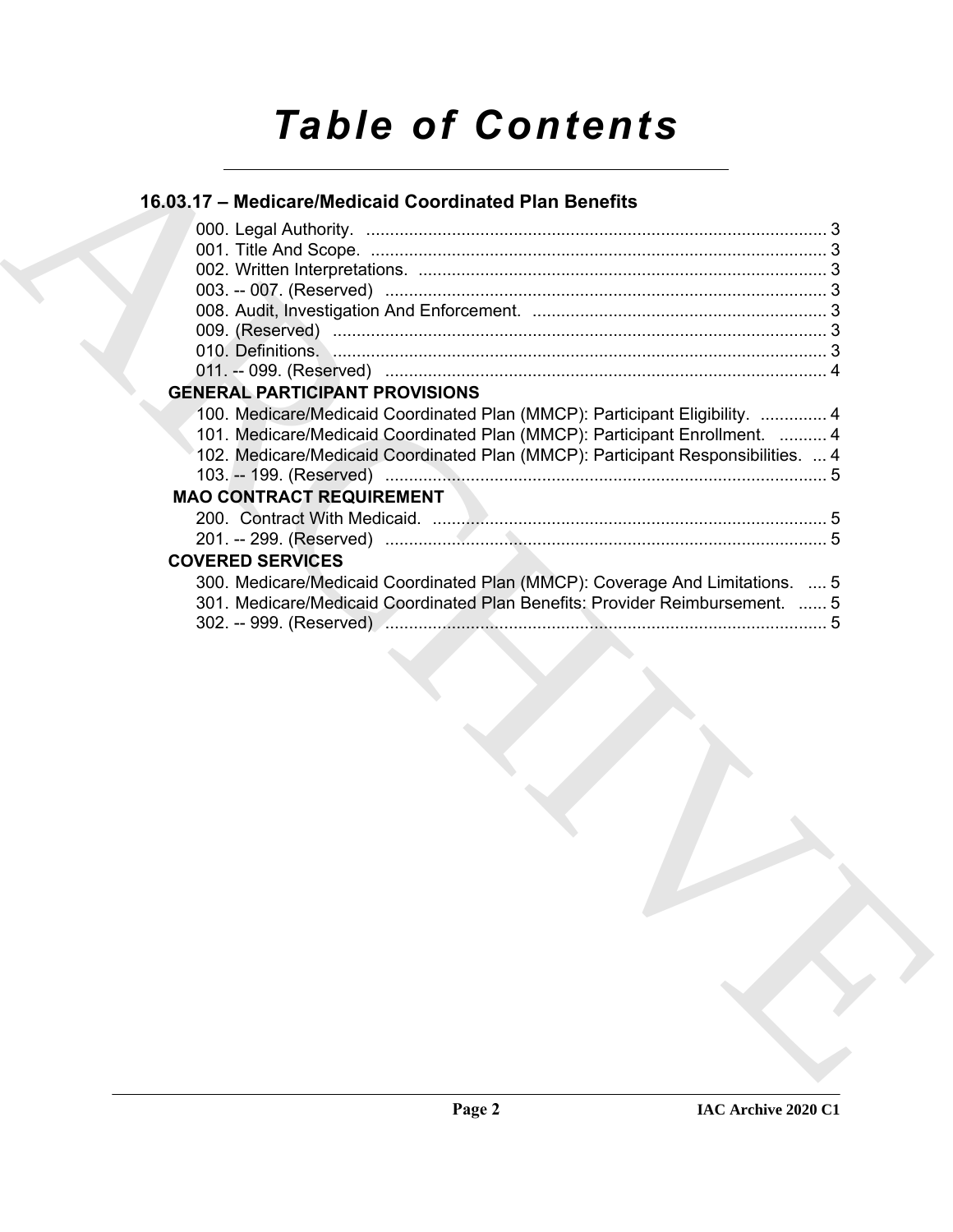# Table of Contents

## 16.03.17 – Medicare/Medicaid Coordinated Plan Benefits

000. Legal Authority. ..... 3
001. Title And Scope. ..... 3
002. Written Interpretations. ..... 3
003. -- 007. (Reserved) ..... 3
008. Audit, Investigation And Enforcement. ..... 3
009. (Reserved) ..... 3
010. Definitions. ..... 3
011. -- 099. (Reserved) ..... 4

### GENERAL PARTICIPANT PROVISIONS

100. Medicare/Medicaid Coordinated Plan (MMCP): Participant Eligibility. ..... 4
101. Medicare/Medicaid Coordinated Plan (MMCP): Participant Enrollment. ..... 4
102. Medicare/Medicaid Coordinated Plan (MMCP): Participant Responsibilities. ..... 4
103. -- 199. (Reserved) ..... 5

### MAO CONTRACT REQUIREMENT

200. Contract With Medicaid. ..... 5
201. -- 299. (Reserved) ..... 5

### COVERED SERVICES

300. Medicare/Medicaid Coordinated Plan (MMCP): Coverage And Limitations. ..... 5
301. Medicare/Medicaid Coordinated Plan Benefits: Provider Reimbursement. ..... 5
302. -- 999. (Reserved) ..... 5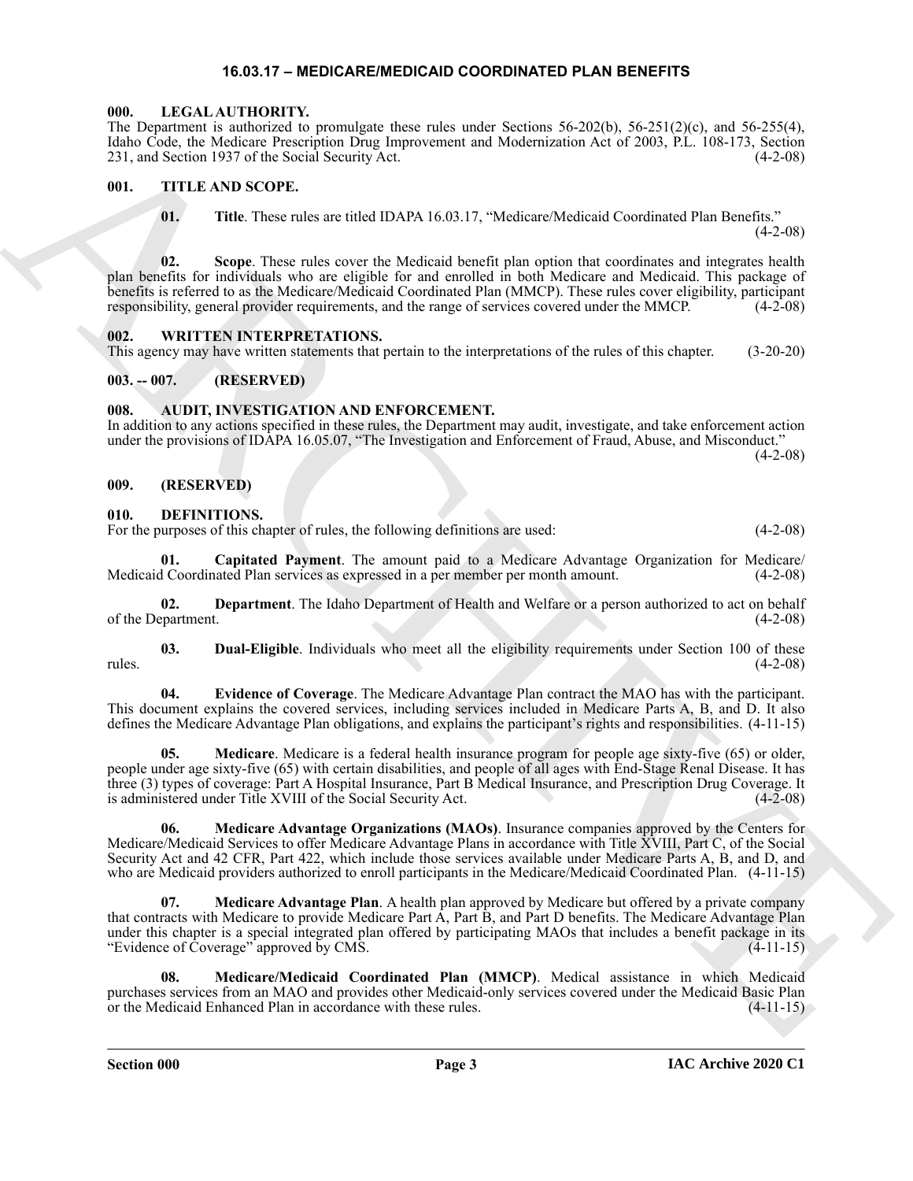# 16.03.17 – MEDICARE/MEDICAID COORDINATED PLAN BENEFITS

## 000. LEGAL AUTHORITY.

The Department is authorized to promulgate these rules under Sections 56-202(b), 56-251(2)(c), and 56-255(4), Idaho Code, the Medicare Prescription Drug Improvement and Modernization Act of 2003, P.L. 108-173, Section 231, and Section 1937 of the Social Security Act. (4-2-08)

## 001. TITLE AND SCOPE.

**01. Title**. These rules are titled IDAPA 16.03.17, "Medicare/Medicaid Coordinated Plan Benefits." (4-2-08)

**02. Scope**. These rules cover the Medicaid benefit plan option that coordinates and integrates health plan benefits for individuals who are eligible for and enrolled in both Medicare and Medicaid. This package of benefits is referred to as the Medicare/Medicaid Coordinated Plan (MMCP). These rules cover eligibility, participant responsibility, general provider requirements, and the range of services covered under the MMCP. (4-2-08)

## 002. WRITTEN INTERPRETATIONS.

This agency may have written statements that pertain to the interpretations of the rules of this chapter. (3-20-20)

## 003. -- 007. (RESERVED)

## 008. AUDIT, INVESTIGATION AND ENFORCEMENT.

In addition to any actions specified in these rules, the Department may audit, investigate, and take enforcement action under the provisions of IDAPA 16.05.07, "The Investigation and Enforcement of Fraud, Abuse, and Misconduct." (4-2-08)

## 009. (RESERVED)

## 010. DEFINITIONS.

For the purposes of this chapter of rules, the following definitions are used: (4-2-08)

**01. Capitated Payment**. The amount paid to a Medicare Advantage Organization for Medicare/Medicaid Coordinated Plan services as expressed in a per member per month amount. (4-2-08)

**02. Department**. The Idaho Department of Health and Welfare or a person authorized to act on behalf of the Department. (4-2-08)

**03. Dual-Eligible**. Individuals who meet all the eligibility requirements under Section 100 of these rules. (4-2-08)

**04. Evidence of Coverage**. The Medicare Advantage Plan contract the MAO has with the participant. This document explains the covered services, including services included in Medicare Parts A, B, and D. It also defines the Medicare Advantage Plan obligations, and explains the participant's rights and responsibilities. (4-11-15)

**05. Medicare**. Medicare is a federal health insurance program for people age sixty-five (65) or older, people under age sixty-five (65) with certain disabilities, and people of all ages with End-Stage Renal Disease. It has three (3) types of coverage: Part A Hospital Insurance, Part B Medical Insurance, and Prescription Drug Coverage. It is administered under Title XVIII of the Social Security Act. (4-2-08)

**06. Medicare Advantage Organizations (MAOs)**. Insurance companies approved by the Centers for Medicare/Medicaid Services to offer Medicare Advantage Plans in accordance with Title XVIII, Part C, of the Social Security Act and 42 CFR, Part 422, which include those services available under Medicare Parts A, B, and D, and who are Medicaid providers authorized to enroll participants in the Medicare/Medicaid Coordinated Plan. (4-11-15)

**07. Medicare Advantage Plan**. A health plan approved by Medicare but offered by a private company that contracts with Medicare to provide Medicare Part A, Part B, and Part D benefits. The Medicare Advantage Plan under this chapter is a special integrated plan offered by participating MAOs that includes a benefit package in its "Evidence of Coverage" approved by CMS. (4-11-15)

**08. Medicare/Medicaid Coordinated Plan (MMCP)**. Medical assistance in which Medicaid purchases services from an MAO and provides other Medicaid-only services covered under the Medicaid Basic Plan or the Medicaid Enhanced Plan in accordance with these rules. (4-11-15)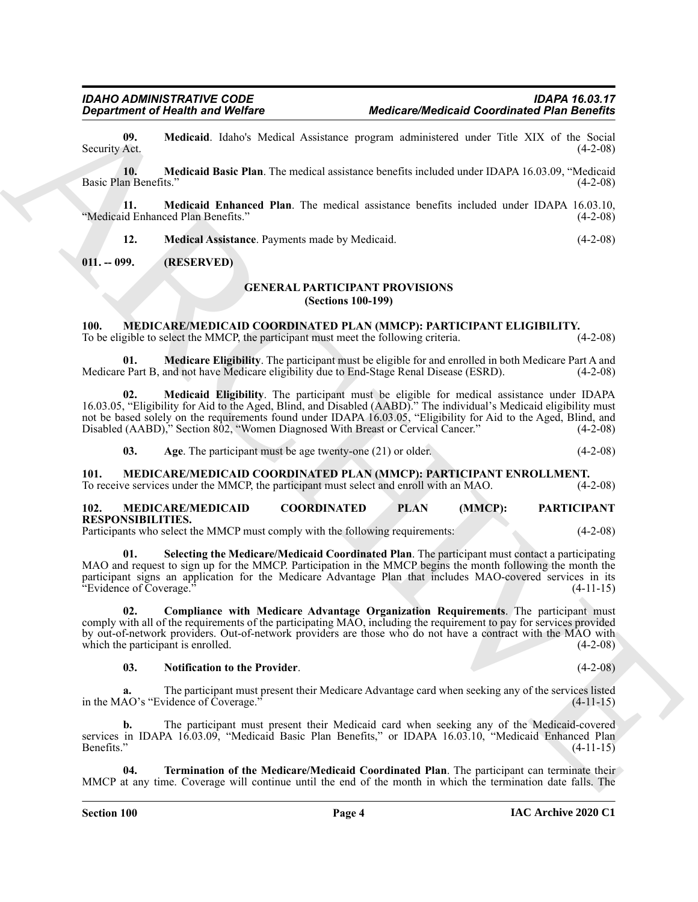**09. Medicaid**. Idaho's Medical Assistance program administered under Title XIX of the Social Security Act. (4-2-08)

**10. Medicaid Basic Plan**. The medical assistance benefits included under IDAPA 16.03.09, "Medicaid Basic Plan Benefits." (4-2-08)

**11. Medicaid Enhanced Plan**. The medical assistance benefits included under IDAPA 16.03.10, "Medicaid Enhanced Plan Benefits." (4-2-08)

**12. Medical Assistance**. Payments made by Medicaid. (4-2-08)

**011. -- 099. (RESERVED)**

## GENERAL PARTICIPANT PROVISIONS
## (Sections 100-199)

**100. MEDICARE/MEDICAID COORDINATED PLAN (MMCP): PARTICIPANT ELIGIBILITY.**
To be eligible to select the MMCP, the participant must meet the following criteria. (4-2-08)

**01. Medicare Eligibility**. The participant must be eligible for and enrolled in both Medicare Part A and Medicare Part B, and not have Medicare eligibility due to End-Stage Renal Disease (ESRD). (4-2-08)

**02. Medicaid Eligibility**. The participant must be eligible for medical assistance under IDAPA 16.03.05, "Eligibility for Aid to the Aged, Blind, and Disabled (AABD)." The individual's Medicaid eligibility must not be based solely on the requirements found under IDAPA 16.03.05, "Eligibility for Aid to the Aged, Blind, and Disabled (AABD)," Section 802, "Women Diagnosed With Breast or Cervical Cancer." (4-2-08)

**03. Age**. The participant must be age twenty-one (21) or older. (4-2-08)

**101. MEDICARE/MEDICAID COORDINATED PLAN (MMCP): PARTICIPANT ENROLLMENT.**
To receive services under the MMCP, the participant must select and enroll with an MAO. (4-2-08)

**102. MEDICARE/MEDICAID COORDINATED PLAN (MMCP): PARTICIPANT RESPONSIBILITIES.**
Participants who select the MMCP must comply with the following requirements: (4-2-08)

**01. Selecting the Medicare/Medicaid Coordinated Plan**. The participant must contact a participating MAO and request to sign up for the MMCP. Participation in the MMCP begins the month following the month the participant signs an application for the Medicare Advantage Plan that includes MAO-covered services in its "Evidence of Coverage." (4-11-15)

**02. Compliance with Medicare Advantage Organization Requirements**. The participant must comply with all of the requirements of the participating MAO, including the requirement to pay for services provided by out-of-network providers. Out-of-network providers are those who do not have a contract with the MAO with which the participant is enrolled. (4-2-08)

**03. Notification to the Provider**. (4-2-08)

**a.** The participant must present their Medicare Advantage card when seeking any of the services listed in the MAO's "Evidence of Coverage." (4-11-15)

**b.** The participant must present their Medicaid card when seeking any of the Medicaid-covered services in IDAPA 16.03.09, "Medicaid Basic Plan Benefits," or IDAPA 16.03.10, "Medicaid Enhanced Plan Benefits." (4-11-15)

**04. Termination of the Medicare/Medicaid Coordinated Plan**. The participant can terminate their MMCP at any time. Coverage will continue until the end of the month in which the termination date falls. The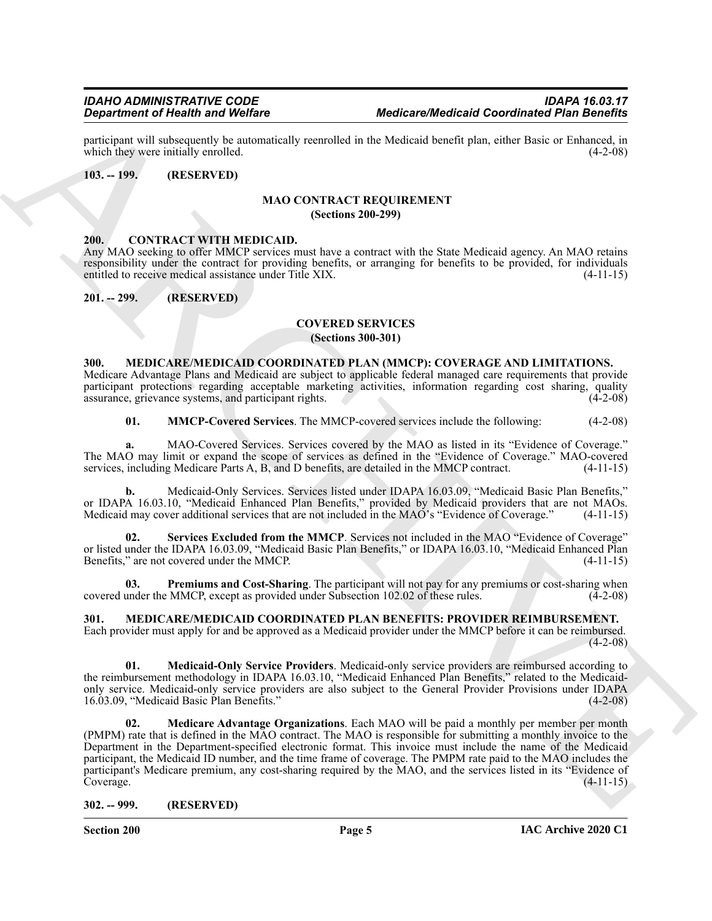participant will subsequently be automatically reenrolled in the Medicaid benefit plan, either Basic or Enhanced, in which they were initially enrolled. (4-2-08)

**103. -- 199. (RESERVED)**

## MAO CONTRACT REQUIREMENT
### (Sections 200-299)

**200. CONTRACT WITH MEDICAID.**

Any MAO seeking to offer MMCP services must have a contract with the State Medicaid agency. An MAO retains responsibility under the contract for providing benefits, or arranging for benefits to be provided, for individuals entitled to receive medical assistance under Title XIX. (4-11-15)

**201. -- 299. (RESERVED)**

## COVERED SERVICES
### (Sections 300-301)

**300. MEDICARE/MEDICAID COORDINATED PLAN (MMCP): COVERAGE AND LIMITATIONS.**

Medicare Advantage Plans and Medicaid are subject to applicable federal managed care requirements that provide participant protections regarding acceptable marketing activities, information regarding cost sharing, quality assurance, grievance systems, and participant rights. (4-2-08)

**01. MMCP-Covered Services**. The MMCP-covered services include the following: (4-2-08)

**a.** MAO-Covered Services. Services covered by the MAO as listed in its "Evidence of Coverage." The MAO may limit or expand the scope of services as defined in the "Evidence of Coverage." MAO-covered services, including Medicare Parts A, B, and D benefits, are detailed in the MMCP contract. (4-11-15)

**b.** Medicaid-Only Services. Services listed under IDAPA 16.03.09, "Medicaid Basic Plan Benefits," or IDAPA 16.03.10, "Medicaid Enhanced Plan Benefits," provided by Medicaid providers that are not MAOs. Medicaid may cover additional services that are not included in the MAO's "Evidence of Coverage." (4-11-15)

**02. Services Excluded from the MMCP**. Services not included in the MAO "Evidence of Coverage" or listed under the IDAPA 16.03.09, "Medicaid Basic Plan Benefits," or IDAPA 16.03.10, "Medicaid Enhanced Plan Benefits," are not covered under the MMCP. (4-11-15)

**03. Premiums and Cost-Sharing**. The participant will not pay for any premiums or cost-sharing when covered under the MMCP, except as provided under Subsection 102.02 of these rules. (4-2-08)

**301. MEDICARE/MEDICAID COORDINATED PLAN BENEFITS: PROVIDER REIMBURSEMENT.**

Each provider must apply for and be approved as a Medicaid provider under the MMCP before it can be reimbursed. (4-2-08)

**01. Medicaid-Only Service Providers**. Medicaid-only service providers are reimbursed according to the reimbursement methodology in IDAPA 16.03.10, "Medicaid Enhanced Plan Benefits," related to the Medicaid-only service. Medicaid-only service providers are also subject to the General Provider Provisions under IDAPA 16.03.09, "Medicaid Basic Plan Benefits." (4-2-08)

**02. Medicare Advantage Organizations**. Each MAO will be paid a monthly per member per month (PMPM) rate that is defined in the MAO contract. The MAO is responsible for submitting a monthly invoice to the Department in the Department-specified electronic format. This invoice must include the name of the Medicaid participant, the Medicaid ID number, and the time frame of coverage. The PMPM rate paid to the MAO includes the participant's Medicare premium, any cost-sharing required by the MAO, and the services listed in its "Evidence of Coverage. (4-11-15)

**302. -- 999. (RESERVED)**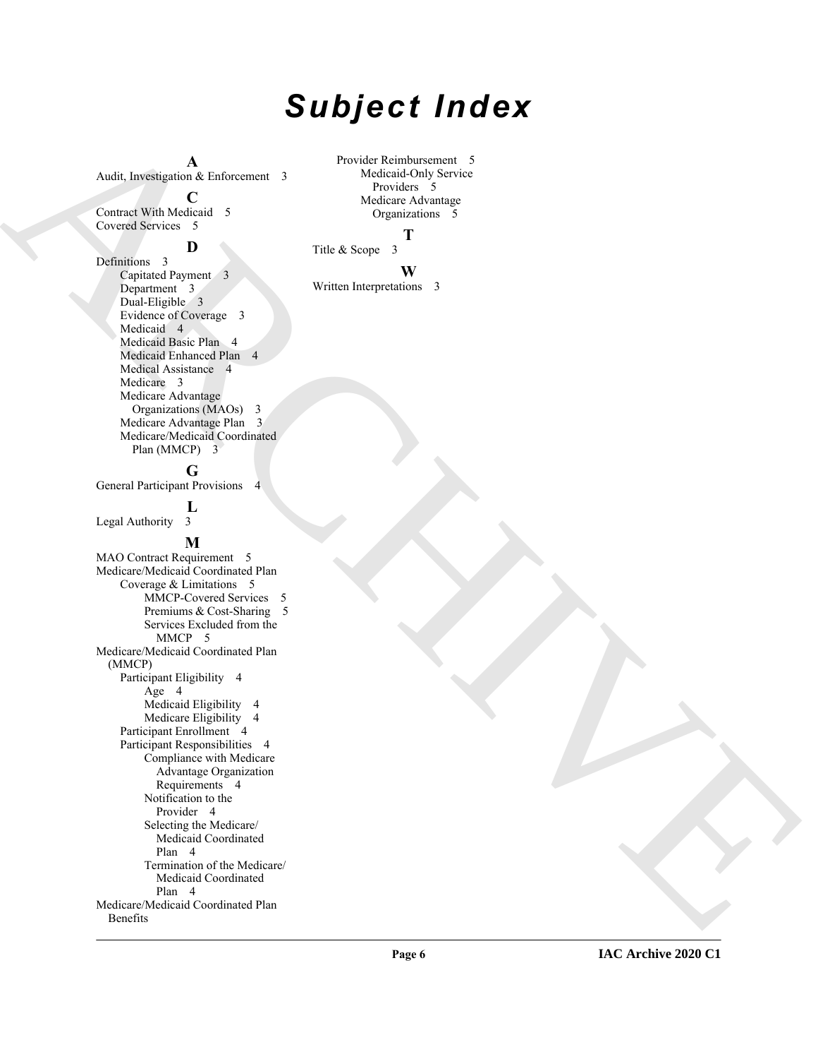# Subject Index

**A**

Audit, Investigation & Enforcement 3

**C**

Contract With Medicaid 5

Covered Services 5

**D**

Definitions 3

- Capitated Payment 3
- Department 3
- Dual-Eligible 3
- Evidence of Coverage 3
- Medicaid 4
- Medicaid Basic Plan 4
- Medicaid Enhanced Plan 4
- Medical Assistance 4
- Medicare 3
- Medicare Advantage Organizations (MAOs) 3
- Medicare Advantage Plan 3
- Medicare/Medicaid Coordinated Plan (MMCP) 3

**G**

General Participant Provisions 4

**L**

Legal Authority 3

**M**

MAO Contract Requirement 5

Medicare/Medicaid Coordinated Plan

- Coverage & Limitations 5
  - MMCP-Covered Services 5
  - Premiums & Cost-Sharing 5
  - Services Excluded from the MMCP 5

Medicare/Medicaid Coordinated Plan (MMCP)

- Participant Eligibility 4
  - Age 4
  - Medicaid Eligibility 4
  - Medicare Eligibility 4
- Participant Enrollment 4
- Participant Responsibilities 4
  - Compliance with Medicare Advantage Organization Requirements 4
  - Notification to the Provider 4
  - Selecting the Medicare/Medicaid Coordinated Plan 4
  - Termination of the Medicare/Medicaid Coordinated Plan 4

Medicare/Medicaid Coordinated Plan Benefits

- Provider Reimbursement 5
  - Medicaid-Only Service Providers 5
  - Medicare Advantage Organizations 5

**T**

Title & Scope 3

**W**

Written Interpretations 3